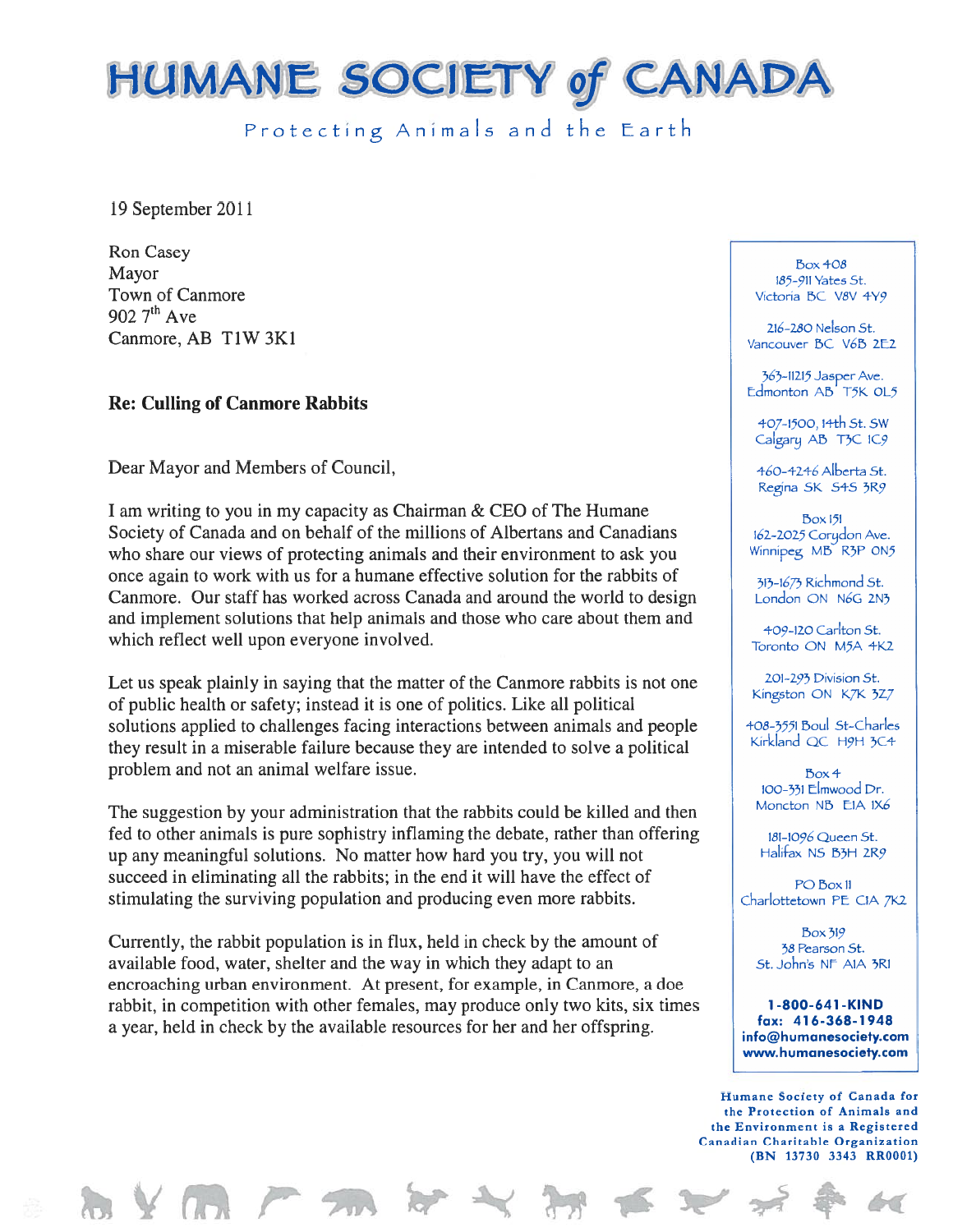# HUMANE SOCIETY of CANADA

Protecting Animals and the Earth

19 September 2011

Ron Casey
Mayor
Town of Canmore
902 7th Ave
Canmore, AB T1W 3K1

**Re: Culling of Canmore Rabbits**

Dear Mayor and Members of Council,

I am writing to you in my capacity as Chairman & CEO of The Humane Society of Canada and on behalf of the millions of Albertans and Canadians who share our views of protecting animals and their environment to ask you once again to work with us for a humane effective solution for the rabbits of Canmore. Our staff has worked across Canada and around the world to design and implement solutions that help animals and those who care about them and which reflect well upon everyone involved.

Let us speak plainly in saying that the matter of the Canmore rabbits is not one of public health or safety; instead it is one of politics. Like all political solutions applied to challenges facing interactions between animals and people they result in a miserable failure because they are intended to solve a political problem and not an animal welfare issue.

The suggestion by your administration that the rabbits could be killed and then fed to other animals is pure sophistry inflaming the debate, rather than offering up any meaningful solutions. No matter how hard you try, you will not succeed in eliminating all the rabbits; in the end it will have the effect of stimulating the surviving population and producing even more rabbits.

Currently, the rabbit population is in flux, held in check by the amount of available food, water, shelter and the way in which they adapt to an encroaching urban environment. At present, for example, in Canmore, a doe rabbit, in competition with other females, may produce only two kits, six times a year, held in check by the available resources for her and her offspring.

Box 408
185-911 Yates St.
Victoria BC V8V 4Y9

216-280 Nelson St.
Vancouver BC V6B 2E2

363-11215 Jasper Ave.
Edmonton AB T5K 0L5

407-1500, 14th St. SW
Calgary AB T3C 1C9

460-4246 Alberta St.
Regina SK S4S 3R9

Box 151
162-2025 Corydon Ave.
Winnipeg MB R3P 0N5

313-1673 Richmond St.
London ON N6G 2N3

409-120 Carlton St.
Toronto ON M5A 4K2

201-293 Division St.
Kingston ON K7K 3Z7

408-3551 Boul St-Charles
Kirkland QC H9H 3C4

Box 4
100-331 Elmwood Dr.
Moncton NB E1A 1X6

181-1096 Queen St.
Halifax NS B3H 2R9

PO Box 11
Charlottetown PE C1A 7K2

Box 319
38 Pearson St.
St. John's NF A1A 3R1

**1-800-641-KIND**
**fax: 416-368-1948**
**info@humanesociety.com**
**www.humanesociety.com**

**Humane Society of Canada for the Protection of Animals and the Environment is a Registered Canadian Charitable Organization (BN 13730 3343 RR0001)**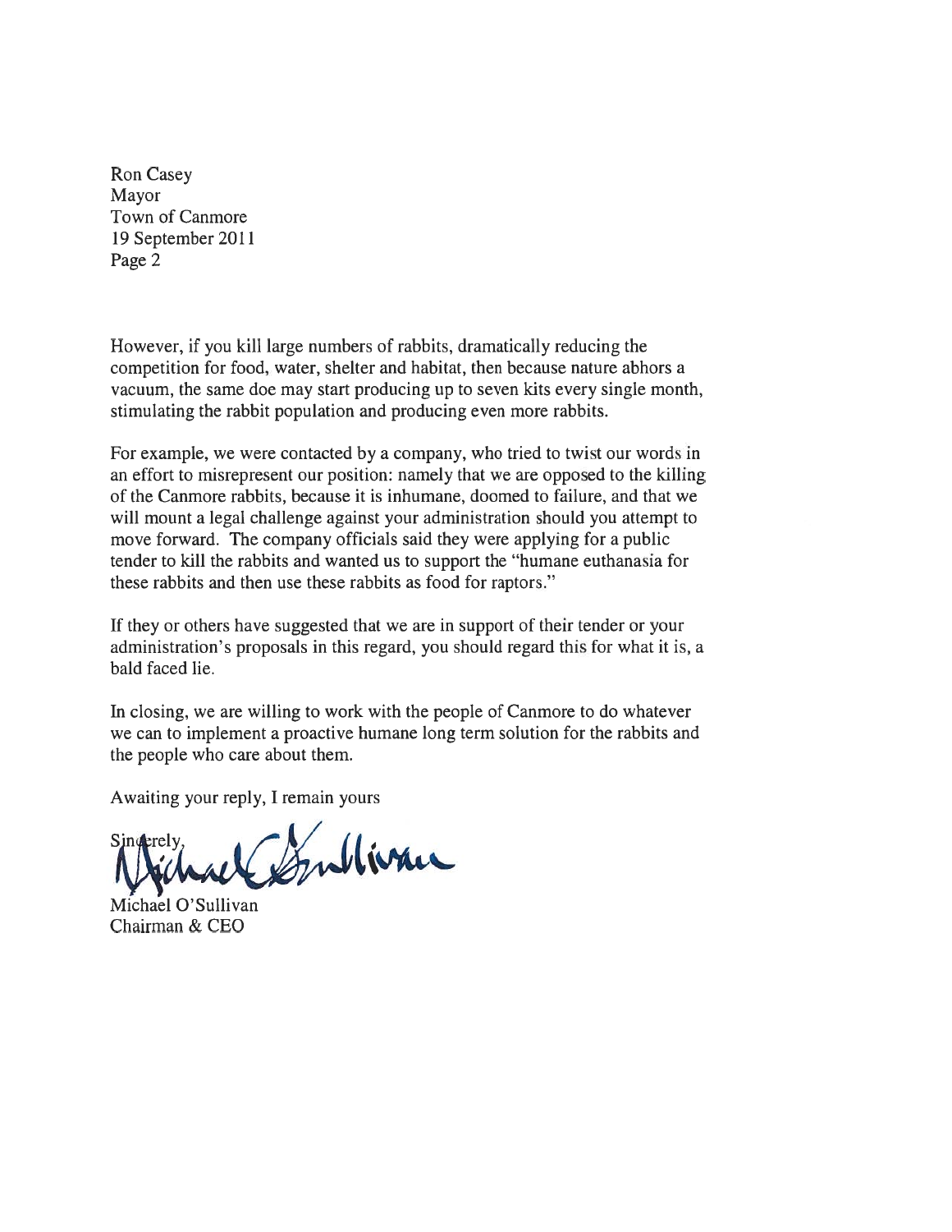Ron Casey
Mayor
Town of Canmore
19 September 2011
Page 2

However, if you kill large numbers of rabbits, dramatically reducing the competition for food, water, shelter and habitat, then because nature abhors a vacuum, the same doe may start producing up to seven kits every single month, stimulating the rabbit population and producing even more rabbits.

For example, we were contacted by a company, who tried to twist our words in an effort to misrepresent our position: namely that we are opposed to the killing of the Canmore rabbits, because it is inhumane, doomed to failure, and that we will mount a legal challenge against your administration should you attempt to move forward. The company officials said they were applying for a public tender to kill the rabbits and wanted us to support the "humane euthanasia for these rabbits and then use these rabbits as food for raptors."

If they or others have suggested that we are in support of their tender or your administration's proposals in this regard, you should regard this for what it is, a bald faced lie.

In closing, we are willing to work with the people of Canmore to do whatever we can to implement a proactive humane long term solution for the rabbits and the people who care about them.

Awaiting your reply, I remain yours

Sincerely,

Michael O'Sullivan
Chairman & CEO